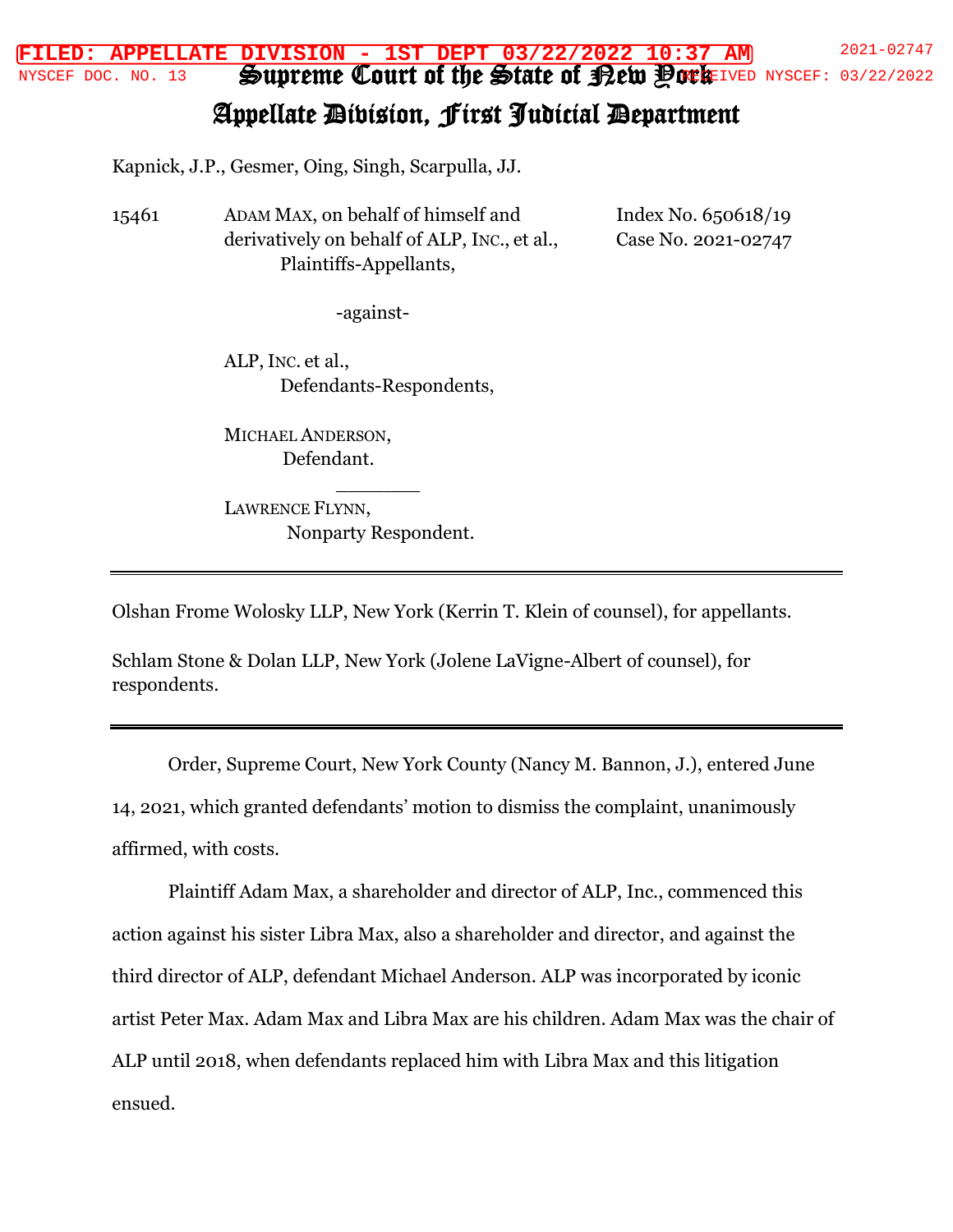# Supreme Court of the State of New York
## Appellate Division, First Judicial Department

Kapnick, J.P., Gesmer, Oing, Singh, Scarpulla, JJ.

15461 ADAM MAX, on behalf of himself and derivatively on behalf of ALP, INC., et al.,
Plaintiffs-Appellants,

Index No. 650618/19
Case No. 2021-02747

-against-

ALP, INC. et al.,
Defendants-Respondents,

MICHAEL ANDERSON,
Defendant.

\_\_\_\_\_\_\_

LAWRENCE FLYNN,
Nonparty Respondent.

---

Olshan Frome Wolosky LLP, New York (Kerrin T. Klein of counsel), for appellants.

Schlam Stone & Dolan LLP, New York (Jolene LaVigne-Albert of counsel), for respondents.

---

Order, Supreme Court, New York County (Nancy M. Bannon, J.), entered June 14, 2021, which granted defendants' motion to dismiss the complaint, unanimously affirmed, with costs.

Plaintiff Adam Max, a shareholder and director of ALP, Inc., commenced this action against his sister Libra Max, also a shareholder and director, and against the third director of ALP, defendant Michael Anderson. ALP was incorporated by iconic artist Peter Max. Adam Max and Libra Max are his children. Adam Max was the chair of ALP until 2018, when defendants replaced him with Libra Max and this litigation ensued.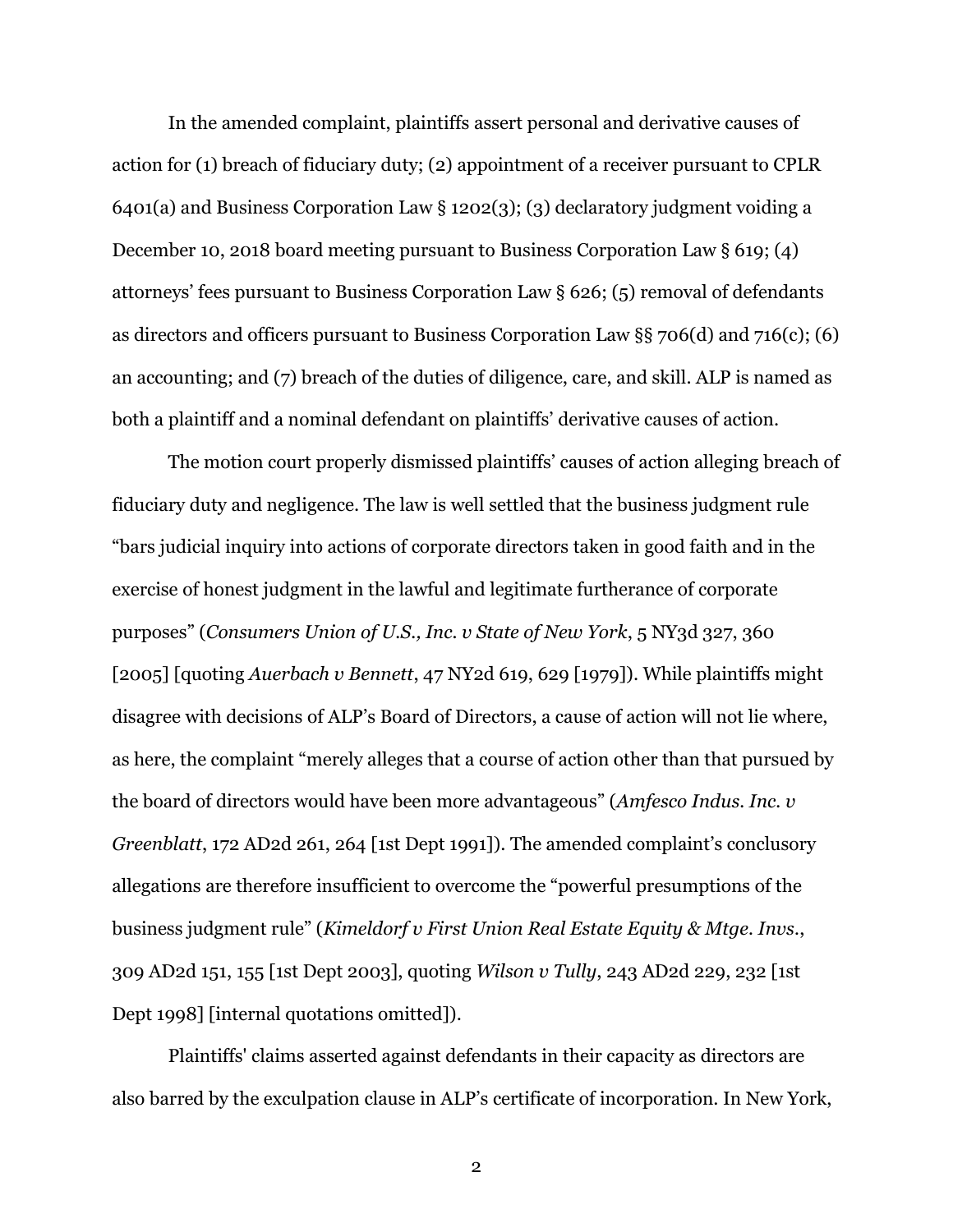In the amended complaint, plaintiffs assert personal and derivative causes of action for (1) breach of fiduciary duty; (2) appointment of a receiver pursuant to CPLR 6401(a) and Business Corporation Law § 1202(3); (3) declaratory judgment voiding a December 10, 2018 board meeting pursuant to Business Corporation Law § 619; (4) attorneys' fees pursuant to Business Corporation Law § 626; (5) removal of defendants as directors and officers pursuant to Business Corporation Law §§ 706(d) and 716(c); (6) an accounting; and (7) breach of the duties of diligence, care, and skill. ALP is named as both a plaintiff and a nominal defendant on plaintiffs' derivative causes of action.

The motion court properly dismissed plaintiffs' causes of action alleging breach of fiduciary duty and negligence. The law is well settled that the business judgment rule "bars judicial inquiry into actions of corporate directors taken in good faith and in the exercise of honest judgment in the lawful and legitimate furtherance of corporate purposes" (*Consumers Union of U.S., Inc. v State of New York*, 5 NY3d 327, 360 [2005] [quoting *Auerbach v Bennett*, 47 NY2d 619, 629 [1979]). While plaintiffs might disagree with decisions of ALP's Board of Directors, a cause of action will not lie where, as here, the complaint "merely alleges that a course of action other than that pursued by the board of directors would have been more advantageous" (*Amfesco Indus. Inc. v Greenblatt*, 172 AD2d 261, 264 [1st Dept 1991]). The amended complaint's conclusory allegations are therefore insufficient to overcome the "powerful presumptions of the business judgment rule" (*Kimeldorf v First Union Real Estate Equity & Mtge. Invs.*, 309 AD2d 151, 155 [1st Dept 2003], quoting *Wilson v Tully*, 243 AD2d 229, 232 [1st Dept 1998] [internal quotations omitted]).

Plaintiffs' claims asserted against defendants in their capacity as directors are also barred by the exculpation clause in ALP's certificate of incorporation. In New York,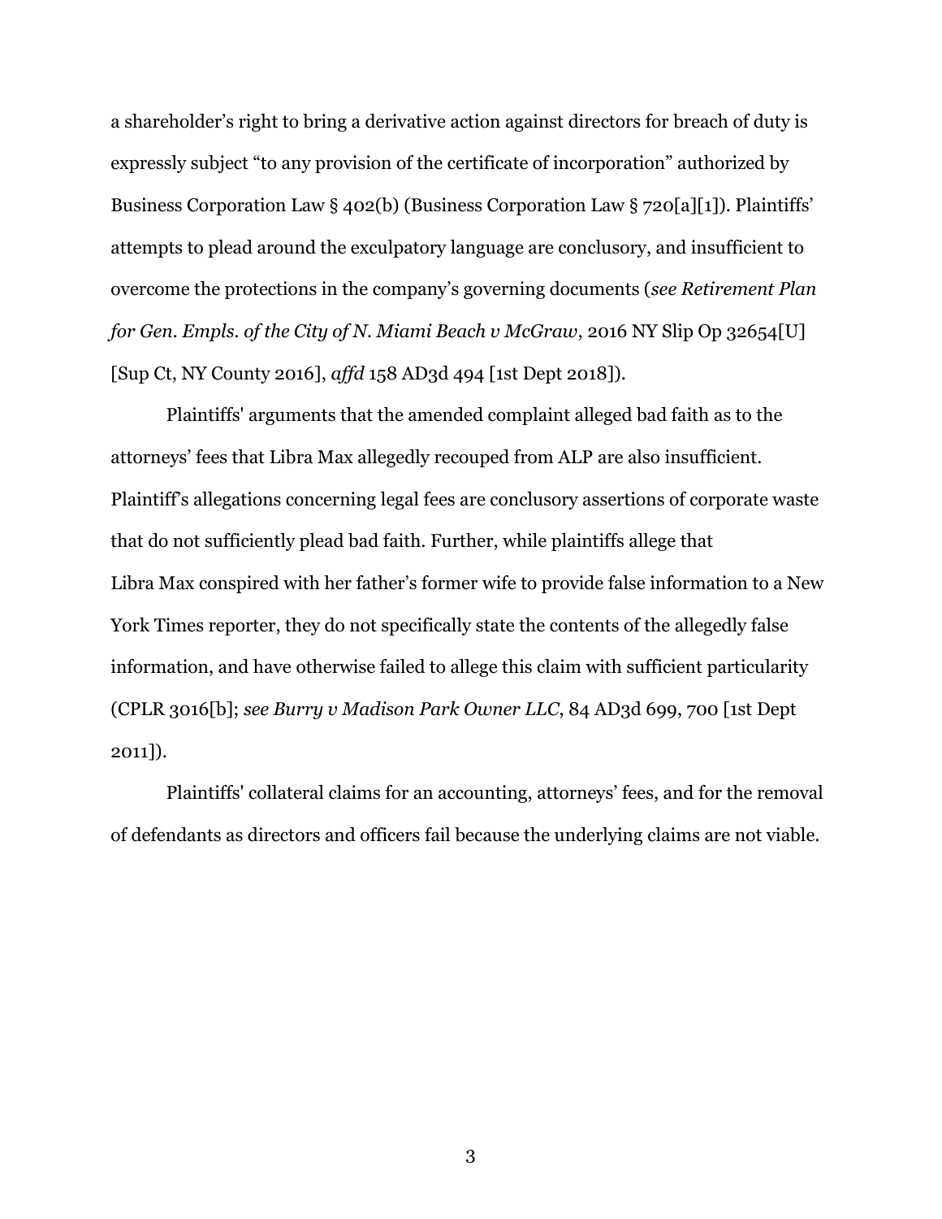a shareholder's right to bring a derivative action against directors for breach of duty is expressly subject "to any provision of the certificate of incorporation" authorized by Business Corporation Law § 402(b) (Business Corporation Law § 720[a][1]). Plaintiffs' attempts to plead around the exculpatory language are conclusory, and insufficient to overcome the protections in the company's governing documents (*see Retirement Plan for Gen. Empls. of the City of N. Miami Beach v McGraw*, 2016 NY Slip Op 32654[U] [Sup Ct, NY County 2016], *affd* 158 AD3d 494 [1st Dept 2018]).

Plaintiffs' arguments that the amended complaint alleged bad faith as to the attorneys' fees that Libra Max allegedly recouped from ALP are also insufficient. Plaintiff's allegations concerning legal fees are conclusory assertions of corporate waste that do not sufficiently plead bad faith. Further, while plaintiffs allege that Libra Max conspired with her father's former wife to provide false information to a New York Times reporter, they do not specifically state the contents of the allegedly false information, and have otherwise failed to allege this claim with sufficient particularity (CPLR 3016[b]; *see Burry v Madison Park Owner LLC*, 84 AD3d 699, 700 [1st Dept 2011]).

Plaintiffs' collateral claims for an accounting, attorneys' fees, and for the removal of defendants as directors and officers fail because the underlying claims are not viable.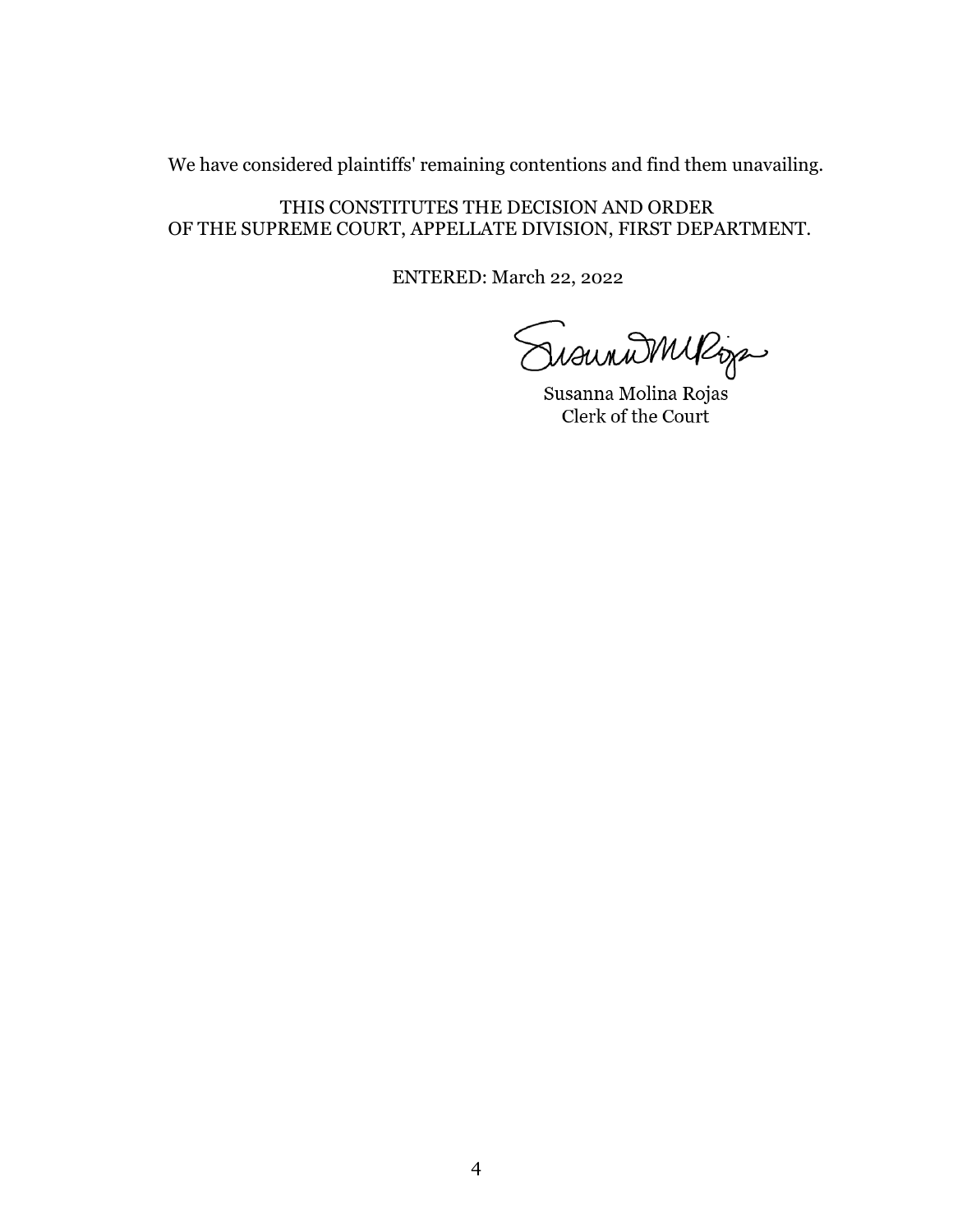We have considered plaintiffs' remaining contentions and find them unavailing.

THIS CONSTITUTES THE DECISION AND ORDER
OF THE SUPREME COURT, APPELLATE DIVISION, FIRST DEPARTMENT.

ENTERED: March 22, 2022

Susanna Molina Rojas
Clerk of the Court